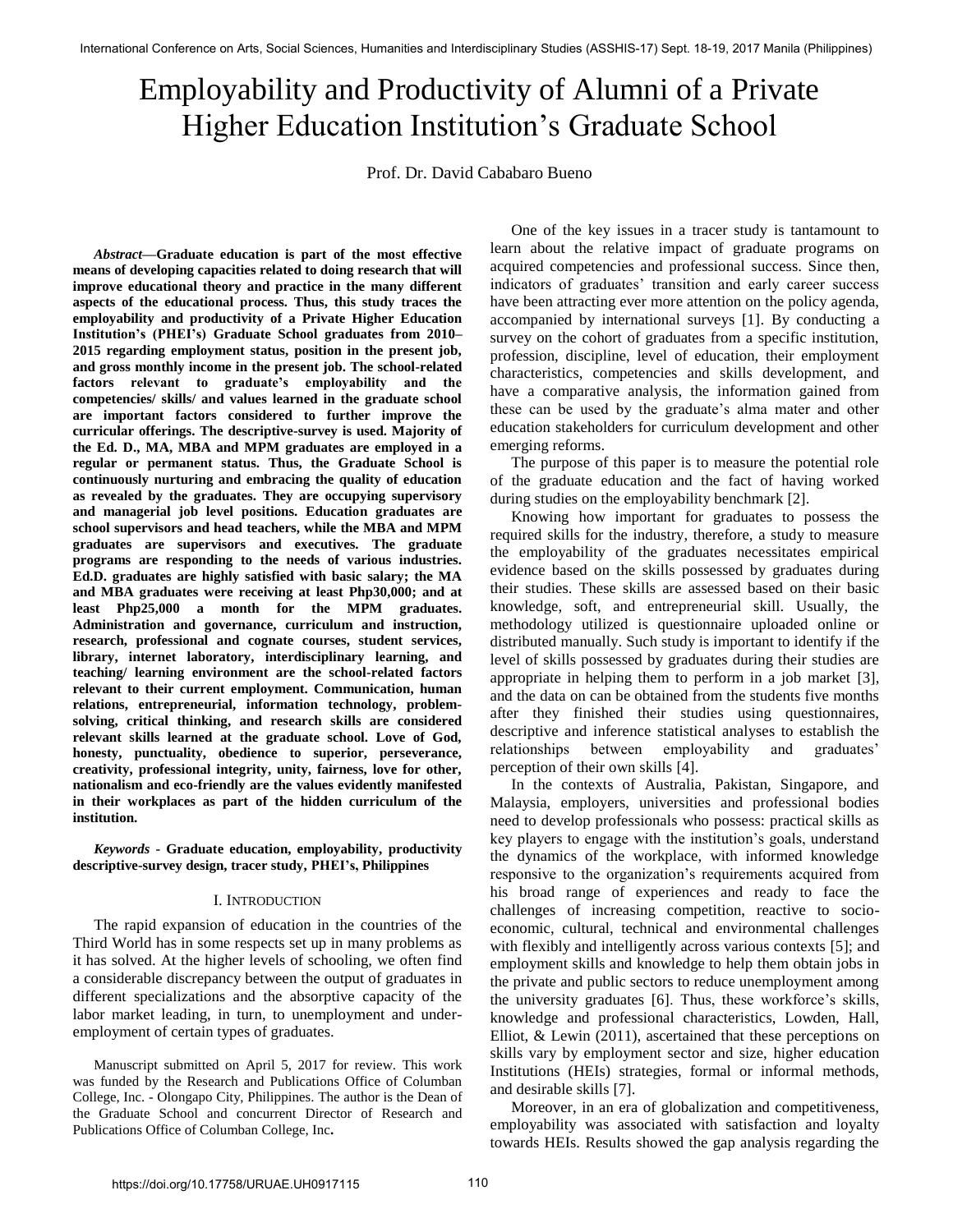# Employability and Productivity of Alumni of a Private Higher Education Institution's Graduate School

Prof. Dr. David Cababaro Bueno

***Abstract*—Graduate education is part of the most effective means of developing capacities related to doing research that will improve educational theory and practice in the many different aspects of the educational process. Thus, this study traces the employability and productivity of a Private Higher Education Institution's (PHEI's) Graduate School graduates from 2010–2015 regarding employment status, position in the present job, and gross monthly income in the present job. The school-related factors relevant to graduate's employability and the competencies/ skills/ and values learned in the graduate school are important factors considered to further improve the curricular offerings. The descriptive-survey is used. Majority of the Ed. D., MA, MBA and MPM graduates are employed in a regular or permanent status. Thus, the Graduate School is continuously nurturing and embracing the quality of education as revealed by the graduates. They are occupying supervisory and managerial job level positions. Education graduates are school supervisors and head teachers, while the MBA and MPM graduates are supervisors and executives. The graduate programs are responding to the needs of various industries. Ed.D. graduates are highly satisfied with basic salary; the MA and MBA graduates were receiving at least Php30,000; and at least Php25,000 a month for the MPM graduates. Administration and governance, curriculum and instruction, research, professional and cognate courses, student services, library, internet laboratory, interdisciplinary learning, and teaching/ learning environment are the school-related factors relevant to their current employment. Communication, human relations, entrepreneurial, information technology, problem-solving, critical thinking, and research skills are considered relevant skills learned at the graduate school. Love of God, honesty, punctuality, obedience to superior, perseverance, creativity, professional integrity, unity, fairness, love for other, nationalism and eco-friendly are the values evidently manifested in their workplaces as part of the hidden curriculum of the institution.**

***Keywords* - Graduate education, employability, productivity descriptive-survey design, tracer study, PHEI's, Philippines**

## I. Introduction

The rapid expansion of education in the countries of the Third World has in some respects set up in many problems as it has solved. At the higher levels of schooling, we often find a considerable discrepancy between the output of graduates in different specializations and the absorptive capacity of the labor market leading, in turn, to unemployment and under-employment of certain types of graduates.

Manuscript submitted on April 5, 2017 for review. This work was funded by the Research and Publications Office of Columban College, Inc. - Olongapo City, Philippines. The author is the Dean of the Graduate School and concurrent Director of Research and Publications Office of Columban College, Inc**.**

One of the key issues in a tracer study is tantamount to learn about the relative impact of graduate programs on acquired competencies and professional success. Since then, indicators of graduates' transition and early career success have been attracting ever more attention on the policy agenda, accompanied by international surveys [1]. By conducting a survey on the cohort of graduates from a specific institution, profession, discipline, level of education, their employment characteristics, competencies and skills development, and have a comparative analysis, the information gained from these can be used by the graduate's alma mater and other education stakeholders for curriculum development and other emerging reforms.

The purpose of this paper is to measure the potential role of the graduate education and the fact of having worked during studies on the employability benchmark [2].

Knowing how important for graduates to possess the required skills for the industry, therefore, a study to measure the employability of the graduates necessitates empirical evidence based on the skills possessed by graduates during their studies. These skills are assessed based on their basic knowledge, soft, and entrepreneurial skill. Usually, the methodology utilized is questionnaire uploaded online or distributed manually. Such study is important to identify if the level of skills possessed by graduates during their studies are appropriate in helping them to perform in a job market [3], and the data on can be obtained from the students five months after they finished their studies using questionnaires, descriptive and inference statistical analyses to establish the relationships between employability and graduates' perception of their own skills [4].

In the contexts of Australia, Pakistan, Singapore, and Malaysia, employers, universities and professional bodies need to develop professionals who possess: practical skills as key players to engage with the institution's goals, understand the dynamics of the workplace, with informed knowledge responsive to the organization's requirements acquired from his broad range of experiences and ready to face the challenges of increasing competition, reactive to socio-economic, cultural, technical and environmental challenges with flexibly and intelligently across various contexts [5]; and employment skills and knowledge to help them obtain jobs in the private and public sectors to reduce unemployment among the university graduates [6]. Thus, these workforce's skills, knowledge and professional characteristics, Lowden, Hall, Elliot, & Lewin (2011), ascertained that these perceptions on skills vary by employment sector and size, higher education Institutions (HEIs) strategies, formal or informal methods, and desirable skills [7].

Moreover, in an era of globalization and competitiveness, employability was associated with satisfaction and loyalty towards HEIs. Results showed the gap analysis regarding the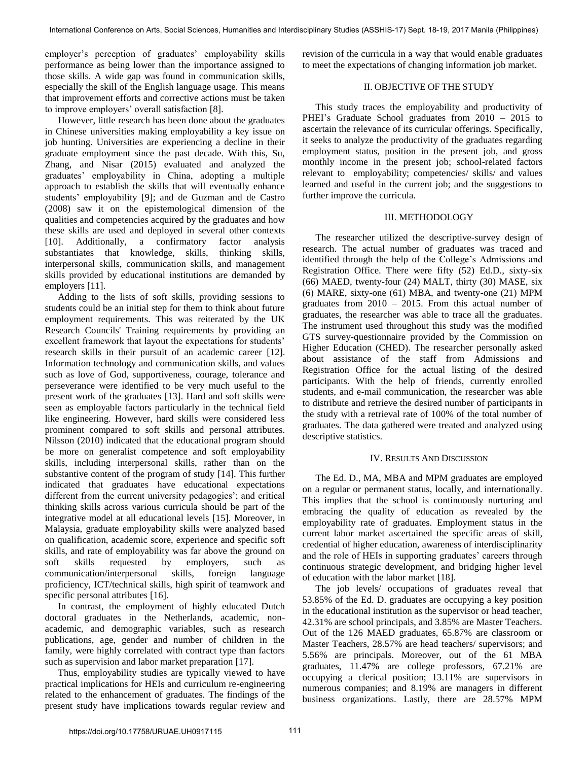employer's perception of graduates' employability skills performance as being lower than the importance assigned to those skills. A wide gap was found in communication skills, especially the skill of the English language usage. This means that improvement efforts and corrective actions must be taken to improve employers' overall satisfaction [8].

However, little research has been done about the graduates in Chinese universities making employability a key issue on job hunting. Universities are experiencing a decline in their graduate employment since the past decade. With this, Su, Zhang, and Nisar (2015) evaluated and analyzed the graduates' employability in China, adopting a multiple approach to establish the skills that will eventually enhance students' employability [9]; and de Guzman and de Castro (2008) saw it on the epistemological dimension of the qualities and competencies acquired by the graduates and how these skills are used and deployed in several other contexts [10]. Additionally, a confirmatory factor analysis substantiates that knowledge, skills, thinking skills, interpersonal skills, communication skills, and management skills provided by educational institutions are demanded by employers [11].

Adding to the lists of soft skills, providing sessions to students could be an initial step for them to think about future employment requirements. This was reiterated by the UK Research Councils' Training requirements by providing an excellent framework that layout the expectations for students' research skills in their pursuit of an academic career [12]. Information technology and communication skills, and values such as love of God, supportiveness, courage, tolerance and perseverance were identified to be very much useful to the present work of the graduates [13]. Hard and soft skills were seen as employable factors particularly in the technical field like engineering. However, hard skills were considered less prominent compared to soft skills and personal attributes. Nilsson (2010) indicated that the educational program should be more on generalist competence and soft employability skills, including interpersonal skills, rather than on the substantive content of the program of study [14]. This further indicated that graduates have educational expectations different from the current university pedagogies'; and critical thinking skills across various curricula should be part of the integrative model at all educational levels [15]. Moreover, in Malaysia, graduate employability skills were analyzed based on qualification, academic score, experience and specific soft skills, and rate of employability was far above the ground on soft skills requested by employers, such as communication/interpersonal skills, foreign language proficiency, ICT/technical skills, high spirit of teamwork and specific personal attributes [16].

In contrast, the employment of highly educated Dutch doctoral graduates in the Netherlands, academic, non-academic, and demographic variables, such as research publications, age, gender and number of children in the family, were highly correlated with contract type than factors such as supervision and labor market preparation [17].

Thus, employability studies are typically viewed to have practical implications for HEIs and curriculum re-engineering related to the enhancement of graduates. The findings of the present study have implications towards regular review and revision of the curricula in a way that would enable graduates to meet the expectations of changing information job market.

## II. Objective of the Study

This study traces the employability and productivity of PHEI's Graduate School graduates from 2010 – 2015 to ascertain the relevance of its curricular offerings. Specifically, it seeks to analyze the productivity of the graduates regarding employment status, position in the present job, and gross monthly income in the present job; school-related factors relevant to employability; competencies/ skills/ and values learned and useful in the current job; and the suggestions to further improve the curricula.

## III. Methodology

The researcher utilized the descriptive-survey design of research. The actual number of graduates was traced and identified through the help of the College's Admissions and Registration Office. There were fifty (52) Ed.D., sixty-six (66) MAED, twenty-four (24) MALT, thirty (30) MASE, six (6) MARE, sixty-one (61) MBA, and twenty-one (21) MPM graduates from 2010 – 2015. From this actual number of graduates, the researcher was able to trace all the graduates. The instrument used throughout this study was the modified GTS survey-questionnaire provided by the Commission on Higher Education (CHED). The researcher personally asked about assistance of the staff from Admissions and Registration Office for the actual listing of the desired participants. With the help of friends, currently enrolled students, and e-mail communication, the researcher was able to distribute and retrieve the desired number of participants in the study with a retrieval rate of 100% of the total number of graduates. The data gathered were treated and analyzed using descriptive statistics.

## IV. Results And Discussion

The Ed. D., MA, MBA and MPM graduates are employed on a regular or permanent status, locally, and internationally. This implies that the school is continuously nurturing and embracing the quality of education as revealed by the employability rate of graduates. Employment status in the current labor market ascertained the specific areas of skill, credential of higher education, awareness of interdisciplinarity and the role of HEIs in supporting graduates' careers through continuous strategic development, and bridging higher level of education with the labor market [18].

The job levels/ occupations of graduates reveal that 53.85% of the Ed. D. graduates are occupying a key position in the educational institution as the supervisor or head teacher, 42.31% are school principals, and 3.85% are Master Teachers. Out of the 126 MAED graduates, 65.87% are classroom or Master Teachers, 28.57% are head teachers/ supervisors; and 5.56% are principals. Moreover, out of the 61 MBA graduates, 11.47% are college professors, 67.21% are occupying a clerical position; 13.11% are supervisors in numerous companies; and 8.19% are managers in different business organizations. Lastly, there are 28.57% MPM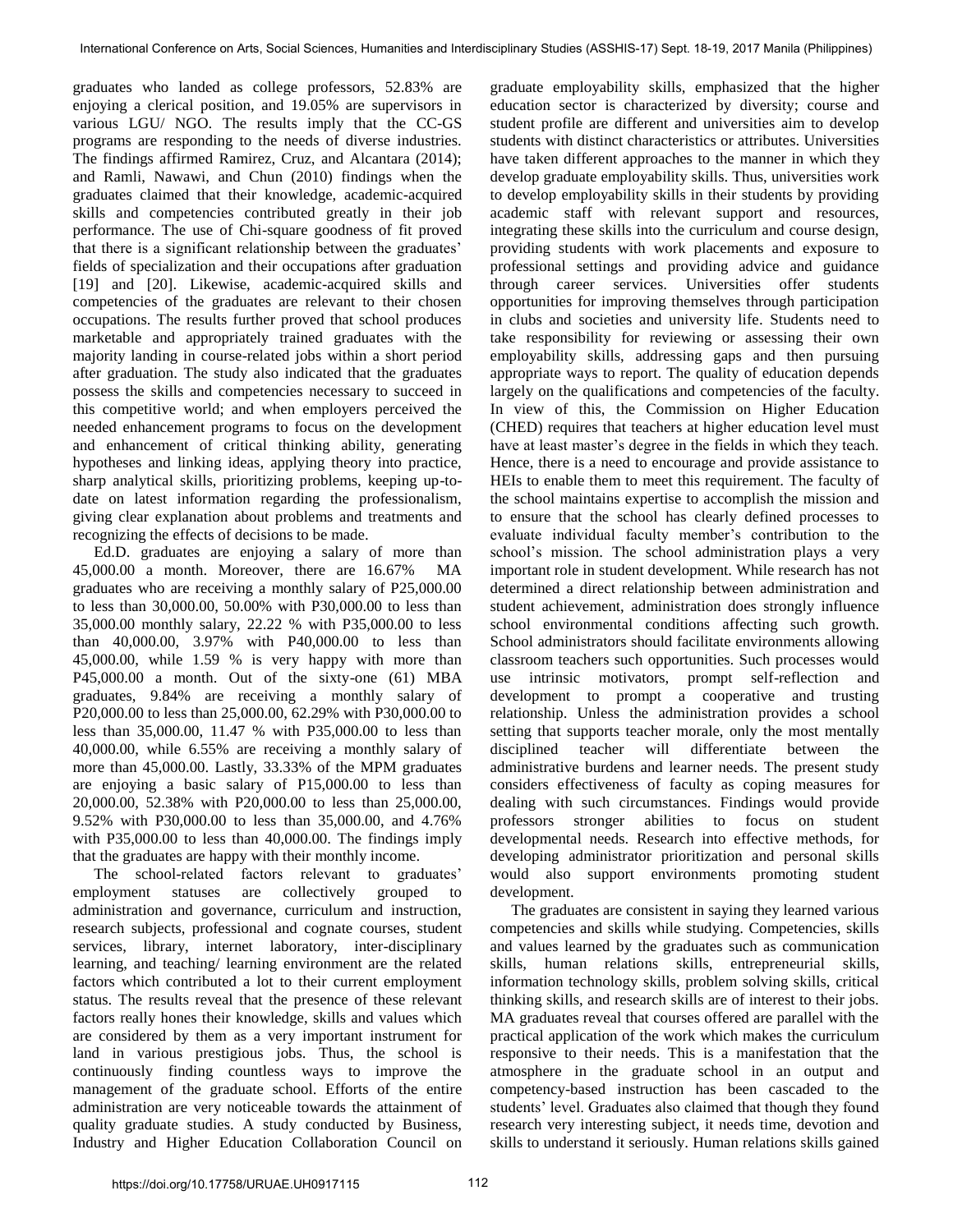graduates who landed as college professors, 52.83% are enjoying a clerical position, and 19.05% are supervisors in various LGU/ NGO. The results imply that the CC-GS programs are responding to the needs of diverse industries. The findings affirmed Ramirez, Cruz, and Alcantara (2014); and Ramli, Nawawi, and Chun (2010) findings when the graduates claimed that their knowledge, academic-acquired skills and competencies contributed greatly in their job performance. The use of Chi-square goodness of fit proved that there is a significant relationship between the graduates' fields of specialization and their occupations after graduation [19] and [20]. Likewise, academic-acquired skills and competencies of the graduates are relevant to their chosen occupations. The results further proved that school produces marketable and appropriately trained graduates with the majority landing in course-related jobs within a short period after graduation. The study also indicated that the graduates possess the skills and competencies necessary to succeed in this competitive world; and when employers perceived the needed enhancement programs to focus on the development and enhancement of critical thinking ability, generating hypotheses and linking ideas, applying theory into practice, sharp analytical skills, prioritizing problems, keeping up-to-date on latest information regarding the professionalism, giving clear explanation about problems and treatments and recognizing the effects of decisions to be made.

Ed.D. graduates are enjoying a salary of more than 45,000.00 a month. Moreover, there are 16.67% MA graduates who are receiving a monthly salary of P25,000.00 to less than 30,000.00, 50.00% with P30,000.00 to less than 35,000.00 monthly salary, 22.22 % with P35,000.00 to less than 40,000.00, 3.97% with P40,000.00 to less than 45,000.00, while 1.59 % is very happy with more than P45,000.00 a month. Out of the sixty-one (61) MBA graduates, 9.84% are receiving a monthly salary of P20,000.00 to less than 25,000.00, 62.29% with P30,000.00 to less than 35,000.00, 11.47 % with P35,000.00 to less than 40,000.00, while 6.55% are receiving a monthly salary of more than 45,000.00. Lastly, 33.33% of the MPM graduates are enjoying a basic salary of P15,000.00 to less than 20,000.00, 52.38% with P20,000.00 to less than 25,000.00, 9.52% with P30,000.00 to less than 35,000.00, and 4.76% with P35,000.00 to less than 40,000.00. The findings imply that the graduates are happy with their monthly income.

The school-related factors relevant to graduates' employment statuses are collectively grouped to administration and governance, curriculum and instruction, research subjects, professional and cognate courses, student services, library, internet laboratory, inter-disciplinary learning, and teaching/ learning environment are the related factors which contributed a lot to their current employment status. The results reveal that the presence of these relevant factors really hones their knowledge, skills and values which are considered by them as a very important instrument for land in various prestigious jobs. Thus, the school is continuously finding countless ways to improve the management of the graduate school. Efforts of the entire administration are very noticeable towards the attainment of quality graduate studies. A study conducted by Business, Industry and Higher Education Collaboration Council on graduate employability skills, emphasized that the higher education sector is characterized by diversity; course and student profile are different and universities aim to develop students with distinct characteristics or attributes. Universities have taken different approaches to the manner in which they develop graduate employability skills. Thus, universities work to develop employability skills in their students by providing academic staff with relevant support and resources, integrating these skills into the curriculum and course design, providing students with work placements and exposure to professional settings and providing advice and guidance through career services. Universities offer students opportunities for improving themselves through participation in clubs and societies and university life. Students need to take responsibility for reviewing or assessing their own employability skills, addressing gaps and then pursuing appropriate ways to report. The quality of education depends largely on the qualifications and competencies of the faculty. In view of this, the Commission on Higher Education (CHED) requires that teachers at higher education level must have at least master's degree in the fields in which they teach. Hence, there is a need to encourage and provide assistance to HEIs to enable them to meet this requirement. The faculty of the school maintains expertise to accomplish the mission and to ensure that the school has clearly defined processes to evaluate individual faculty member's contribution to the school's mission. The school administration plays a very important role in student development. While research has not determined a direct relationship between administration and student achievement, administration does strongly influence school environmental conditions affecting such growth. School administrators should facilitate environments allowing classroom teachers such opportunities. Such processes would use intrinsic motivators, prompt self-reflection and development to prompt a cooperative and trusting relationship. Unless the administration provides a school setting that supports teacher morale, only the most mentally disciplined teacher will differentiate between the administrative burdens and learner needs. The present study considers effectiveness of faculty as coping measures for dealing with such circumstances. Findings would provide professors stronger abilities to focus on student developmental needs. Research into effective methods, for developing administrator prioritization and personal skills would also support environments promoting student development.

The graduates are consistent in saying they learned various competencies and skills while studying. Competencies, skills and values learned by the graduates such as communication skills, human relations skills, entrepreneurial skills, information technology skills, problem solving skills, critical thinking skills, and research skills are of interest to their jobs. MA graduates reveal that courses offered are parallel with the practical application of the work which makes the curriculum responsive to their needs. This is a manifestation that the atmosphere in the graduate school in an output and competency-based instruction has been cascaded to the students' level. Graduates also claimed that though they found research very interesting subject, it needs time, devotion and skills to understand it seriously. Human relations skills gained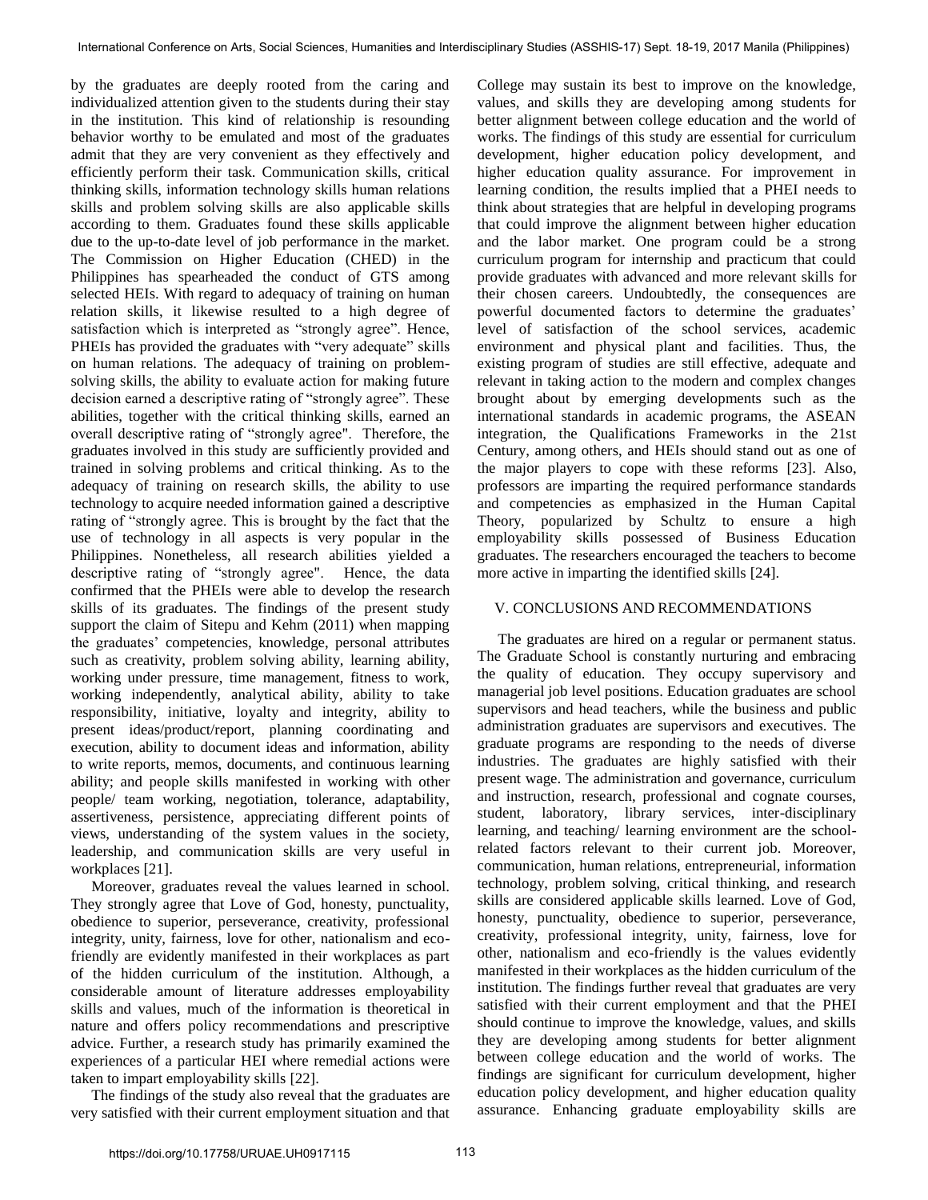by the graduates are deeply rooted from the caring and individualized attention given to the students during their stay in the institution. This kind of relationship is resounding behavior worthy to be emulated and most of the graduates admit that they are very convenient as they effectively and efficiently perform their task. Communication skills, critical thinking skills, information technology skills human relations skills and problem solving skills are also applicable skills according to them. Graduates found these skills applicable due to the up-to-date level of job performance in the market. The Commission on Higher Education (CHED) in the Philippines has spearheaded the conduct of GTS among selected HEIs. With regard to adequacy of training on human relation skills, it likewise resulted to a high degree of satisfaction which is interpreted as "strongly agree". Hence, PHEIs has provided the graduates with "very adequate" skills on human relations. The adequacy of training on problem-solving skills, the ability to evaluate action for making future decision earned a descriptive rating of "strongly agree". These abilities, together with the critical thinking skills, earned an overall descriptive rating of "strongly agree". Therefore, the graduates involved in this study are sufficiently provided and trained in solving problems and critical thinking. As to the adequacy of training on research skills, the ability to use technology to acquire needed information gained a descriptive rating of "strongly agree. This is brought by the fact that the use of technology in all aspects is very popular in the Philippines. Nonetheless, all research abilities yielded a descriptive rating of "strongly agree". Hence, the data confirmed that the PHEIs were able to develop the research skills of its graduates. The findings of the present study support the claim of Sitepu and Kehm (2011) when mapping the graduates' competencies, knowledge, personal attributes such as creativity, problem solving ability, learning ability, working under pressure, time management, fitness to work, working independently, analytical ability, ability to take responsibility, initiative, loyalty and integrity, ability to present ideas/product/report, planning coordinating and execution, ability to document ideas and information, ability to write reports, memos, documents, and continuous learning ability; and people skills manifested in working with other people/ team working, negotiation, tolerance, adaptability, assertiveness, persistence, appreciating different points of views, understanding of the system values in the society, leadership, and communication skills are very useful in workplaces [21].

Moreover, graduates reveal the values learned in school. They strongly agree that Love of God, honesty, punctuality, obedience to superior, perseverance, creativity, professional integrity, unity, fairness, love for other, nationalism and eco-friendly are evidently manifested in their workplaces as part of the hidden curriculum of the institution. Although, a considerable amount of literature addresses employability skills and values, much of the information is theoretical in nature and offers policy recommendations and prescriptive advice. Further, a research study has primarily examined the experiences of a particular HEI where remedial actions were taken to impart employability skills [22].

The findings of the study also reveal that the graduates are very satisfied with their current employment situation and that College may sustain its best to improve on the knowledge, values, and skills they are developing among students for better alignment between college education and the world of works. The findings of this study are essential for curriculum development, higher education policy development, and higher education quality assurance. For improvement in learning condition, the results implied that a PHEI needs to think about strategies that are helpful in developing programs that could improve the alignment between higher education and the labor market. One program could be a strong curriculum program for internship and practicum that could provide graduates with advanced and more relevant skills for their chosen careers. Undoubtedly, the consequences are powerful documented factors to determine the graduates' level of satisfaction of the school services, academic environment and physical plant and facilities. Thus, the existing program of studies are still effective, adequate and relevant in taking action to the modern and complex changes brought about by emerging developments such as the international standards in academic programs, the ASEAN integration, the Qualifications Frameworks in the 21st Century, among others, and HEIs should stand out as one of the major players to cope with these reforms [23]. Also, professors are imparting the required performance standards and competencies as emphasized in the Human Capital Theory, popularized by Schultz to ensure a high employability skills possessed of Business Education graduates. The researchers encouraged the teachers to become more active in imparting the identified skills [24].

## V. CONCLUSIONS AND RECOMMENDATIONS

The graduates are hired on a regular or permanent status. The Graduate School is constantly nurturing and embracing the quality of education. They occupy supervisory and managerial job level positions. Education graduates are school supervisors and head teachers, while the business and public administration graduates are supervisors and executives. The graduate programs are responding to the needs of diverse industries. The graduates are highly satisfied with their present wage. The administration and governance, curriculum and instruction, research, professional and cognate courses, student, laboratory, library services, inter-disciplinary learning, and teaching/ learning environment are the school-related factors relevant to their current job. Moreover, communication, human relations, entrepreneurial, information technology, problem solving, critical thinking, and research skills are considered applicable skills learned. Love of God, honesty, punctuality, obedience to superior, perseverance, creativity, professional integrity, unity, fairness, love for other, nationalism and eco-friendly is the values evidently manifested in their workplaces as the hidden curriculum of the institution. The findings further reveal that graduates are very satisfied with their current employment and that the PHEI should continue to improve the knowledge, values, and skills they are developing among students for better alignment between college education and the world of works. The findings are significant for curriculum development, higher education policy development, and higher education quality assurance. Enhancing graduate employability skills are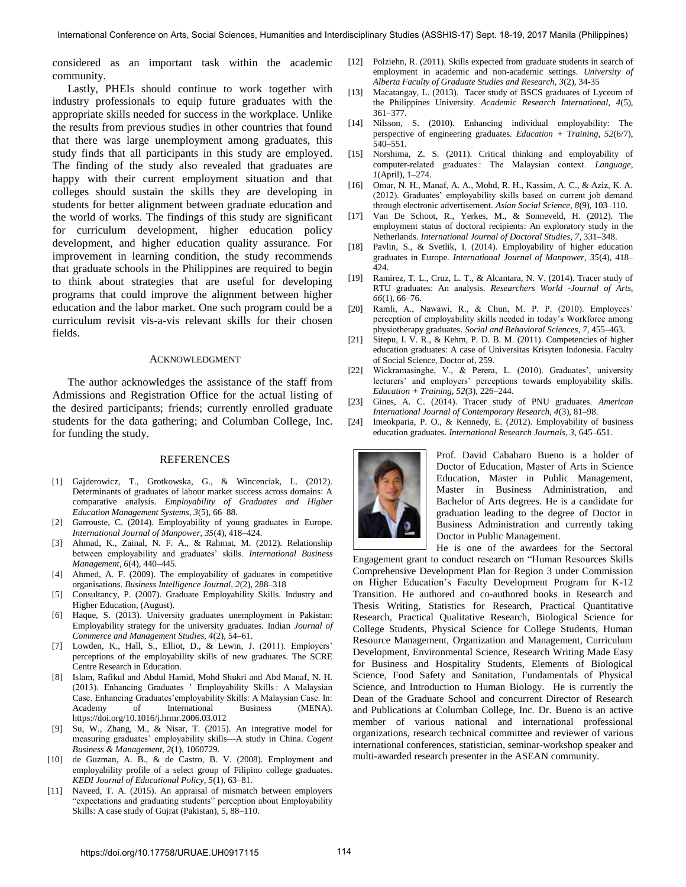considered as an important task within the academic community.

Lastly, PHEIs should continue to work together with industry professionals to equip future graduates with the appropriate skills needed for success in the workplace. Unlike the results from previous studies in other countries that found that there was large unemployment among graduates, this study finds that all participants in this study are employed. The finding of the study also revealed that graduates are happy with their current employment situation and that colleges should sustain the skills they are developing in students for better alignment between graduate education and the world of works. The findings of this study are significant for curriculum development, higher education policy development, and higher education quality assurance. For improvement in learning condition, the study recommends that graduate schools in the Philippines are required to begin to think about strategies that are useful for developing programs that could improve the alignment between higher education and the labor market. One such program could be a curriculum revisit vis-a-vis relevant skills for their chosen fields.

## Acknowledgment

The author acknowledges the assistance of the staff from Admissions and Registration Office for the actual listing of the desired participants; friends; currently enrolled graduate students for the data gathering; and Columban College, Inc. for funding the study.

## References

[1] Gajderowicz, T., Grotkowska, G., & Wincenciak, L. (2012). Determinants of graduates of labour market success across domains: A comparative analysis. *Employability of Graduates and Higher Education Management Systems, 3*(5), 66–88.

[2] Garrouste, C. (2014). Employability of young graduates in Europe. *International Journal of Manpower, 35*(4), 418–424.

[3] Ahmad, K., Zainal, N. F. A., & Rahmat, M. (2012). Relationship between employability and graduates' skills. *International Business Management*, 6(4), 440–445.

[4] Ahmed, A. F. (2009). The employability of gaduates in competitive organisations. *Business Intelligence Journal, 2*(2), 288–318

[5] Consultancy, P. (2007). Graduate Employability Skills. Industry and Higher Education, (August).

[6] Haque, S. (2013). University graduates unemployment in Pakistan: Employability strategy for the university graduates. Indian *Journal of Commerce and Management Studies, 4*(2), 54–61.

[7] Lowden, K., Hall, S., Elliot, D., & Lewin, J. (2011). Employers' perceptions of the employability skills of new graduates. The SCRE Centre Research in Education.

[8] Islam, Rafikul and Abdul Hamid, Mohd Shukri and Abd Manaf, N. H. (2013). Enhancing Graduates ' Employability Skills : A Malaysian Case. Enhancing Graduates'employability Skills: A Malaysian Case. In: Academy of International Business (MENA). https://doi.org/10.1016/j.hrmr.2006.03.012

[9] Su, W., Zhang, M., & Nisar, T. (2015). An integrative model for measuring graduates' employability skills—A study in China. *Cogent Business & Management, 2*(1), 1060729.

[10] de Guzman, A. B., & de Castro, B. V. (2008). Employment and employability profile of a select group of Filipino college graduates. *KEDI Journal of Educational Policy, 5*(1), 63–81.

[11] Naveed, T. A. (2015). An appraisal of mismatch between employers "expectations and graduating students" perception about Employability Skills: A case study of Gujrat (Pakistan), 5, 88–110.

[12] Polziehn, R. (2011). Skills expected from graduate students in search of employment in academic and non-academic settings. *University of Alberta Faculty of Graduate Studies and Research, 3*(2), 34-35

[13] Macatangay, L. (2013). Tacer study of BSCS graduates of Lyceum of the Philippines University. *Academic Research International, 4*(5), 361–377.

[14] Nilsson, S. (2010). Enhancing individual employability: The perspective of engineering graduates. *Education + Training, 52*(6/7), 540–551.

[15] Norshima, Z. S. (2011). Critical thinking and employability of computer-related graduates : The Malaysian context. *Language, 1*(April), 1–274.

[16] Omar, N. H., Manaf, A. A., Mohd, R. H., Kassim, A. C., & Aziz, K. A. (2012). Graduates' employability skills based on current job demand through electronic advertisement. *Asian Social Science, 8*(9), 103–110.

[17] Van De Schoot, R., Yerkes, M., & Sonneveld, H. (2012). The employment status of doctoral recipients: An exploratory study in the Netherlands. *International Journal of Doctoral Studies, 7*, 331–348.

[18] Pavlin, S., & Svetlik, I. (2014). Employability of higher education graduates in Europe. *International Journal of Manpower, 35*(4), 418–424.

[19] Ramirez, T. L., Cruz, L. T., & Alcantara, N. V. (2014). Tracer study of RTU graduates: An analysis. *Researchers World -Journal of Arts, 66*(1), 66–76.

[20] Ramli, A., Nawawi, R., & Chun, M. P. P. (2010). Employees' perception of employability skills needed in today's Workforce among physiotherapy graduates. *Social and Behavioral Sciences, 7*, 455–463.

[21] Sitepu, I. V. R., & Kehm, P. D. B. M. (2011). Competencies of higher education graduates: A case of Universitas Krisyten Indonesia. Faculty of Social Science, Doctor of, 259.

[22] Wickramasinghe, V., & Perera, L. (2010). Graduates', university lecturers' and employers' perceptions towards employability skills. *Education + Training, 52*(3), 226–244.

[23] Gines, A. C. (2014). Tracer study of PNU graduates. *American International Journal of Contemporary Research, 4*(3), 81–98.

[24] Imeokparia, P. O., & Kennedy, E. (2012). Employability of business education graduates. *International Research Journals, 3*, 645–651.

Prof. David Cababaro Bueno is a holder of Doctor of Education, Master of Arts in Science Education, Master in Public Management, Master in Business Administration, and Bachelor of Arts degrees. He is a candidate for graduation leading to the degree of Doctor in Business Administration and currently taking Doctor in Public Management.

He is one of the awardees for the Sectoral Engagement grant to conduct research on "Human Resources Skills Comprehensive Development Plan for Region 3 under Commission on Higher Education's Faculty Development Program for K-12 Transition. He authored and co-authored books in Research and Thesis Writing, Statistics for Research, Practical Quantitative Research, Practical Qualitative Research, Biological Science for College Students, Physical Science for College Students, Human Resource Management, Organization and Management, Curriculum Development, Environmental Science, Research Writing Made Easy for Business and Hospitality Students, Elements of Biological Science, Food Safety and Sanitation, Fundamentals of Physical Science, and Introduction to Human Biology. He is currently the Dean of the Graduate School and concurrent Director of Research and Publications at Columban College, Inc. Dr. Bueno is an active member of various national and international professional organizations, research technical committee and reviewer of various international conferences, statistician, seminar-workshop speaker and multi-awarded research presenter in the ASEAN community.